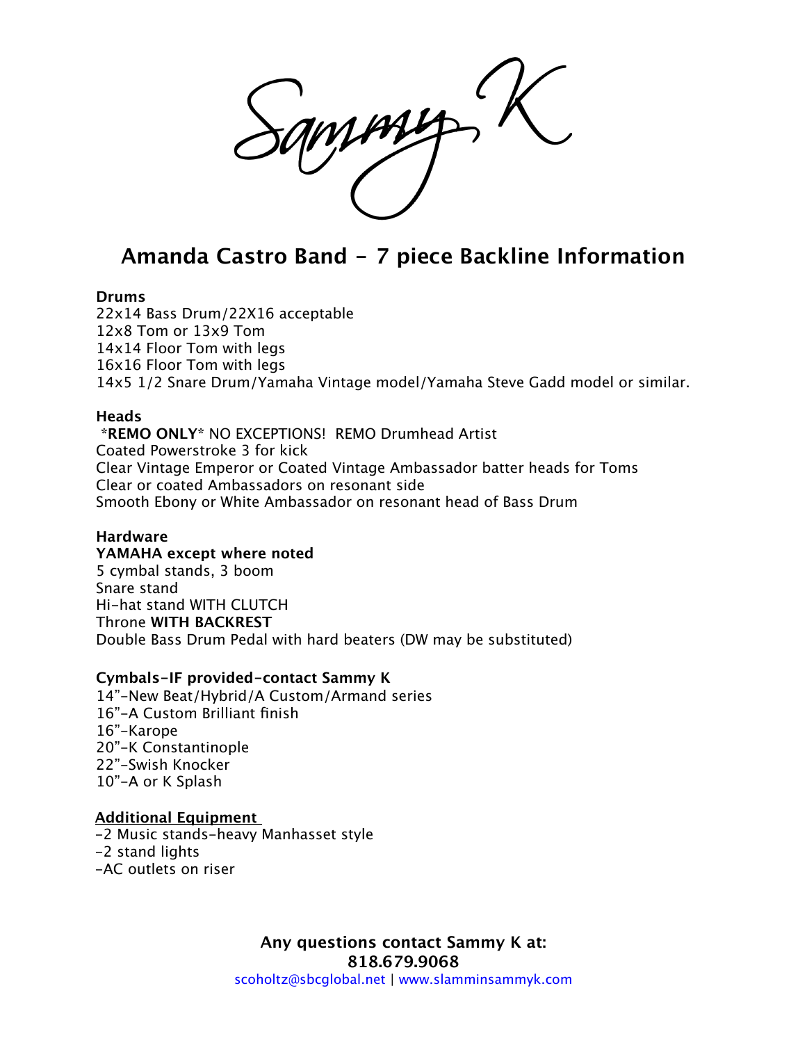Sammy K

# Amanda Castro Band - 7 piece Backline Information

**Drums**
22x14 Bass Drum/22X16 acceptable
12x8 Tom or 13x9 Tom
14x14 Floor Tom with legs
16x16 Floor Tom with legs
14x5 1/2 Snare Drum/Yamaha Vintage model/Yamaha Steve Gadd model or similar.

**Heads**
**\*REMO ONLY\*** NO EXCEPTIONS! REMO Drumhead Artist
Coated Powerstroke 3 for kick
Clear Vintage Emperor or Coated Vintage Ambassador batter heads for Toms
Clear or coated Ambassadors on resonant side
Smooth Ebony or White Ambassador on resonant head of Bass Drum

**Hardware**
**YAMAHA except where noted**
5 cymbal stands, 3 boom
Snare stand
Hi-hat stand WITH CLUTCH
Throne **WITH BACKREST**
Double Bass Drum Pedal with hard beaters (DW may be substituted)

**Cymbals-IF provided-contact Sammy K**
14"-New Beat/Hybrid/A Custom/Armand series
16"-A Custom Brilliant finish
16"-Karope
20"-K Constantinople
22"-Swish Knocker
10"-A or K Splash

**Additional Equipment**
-2 Music stands-heavy Manhasset style
-2 stand lights
-AC outlets on riser

**Any questions contact Sammy K at:**
**818.679.9068**
scoholtz@sbcglobal.net | www.slamminsammyk.com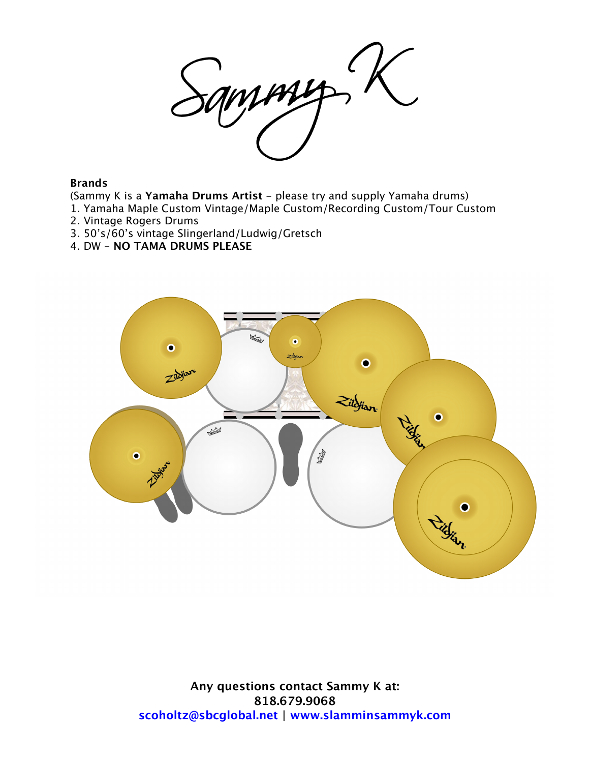Sammy K

**Brands**

(Sammy K is a **Yamaha Drums Artist** - please try and supply Yamaha drums)

1. Yamaha Maple Custom Vintage/Maple Custom/Recording Custom/Tour Custom
2. Vintage Rogers Drums
3. 50's/60's vintage Slingerland/Ludwig/Gretsch
4. DW - **NO TAMA DRUMS PLEASE**

**Any questions contact Sammy K at:**
**818.679.9068**
**scoholtz@sbcglobal.net | www.slamminsammyk.com**